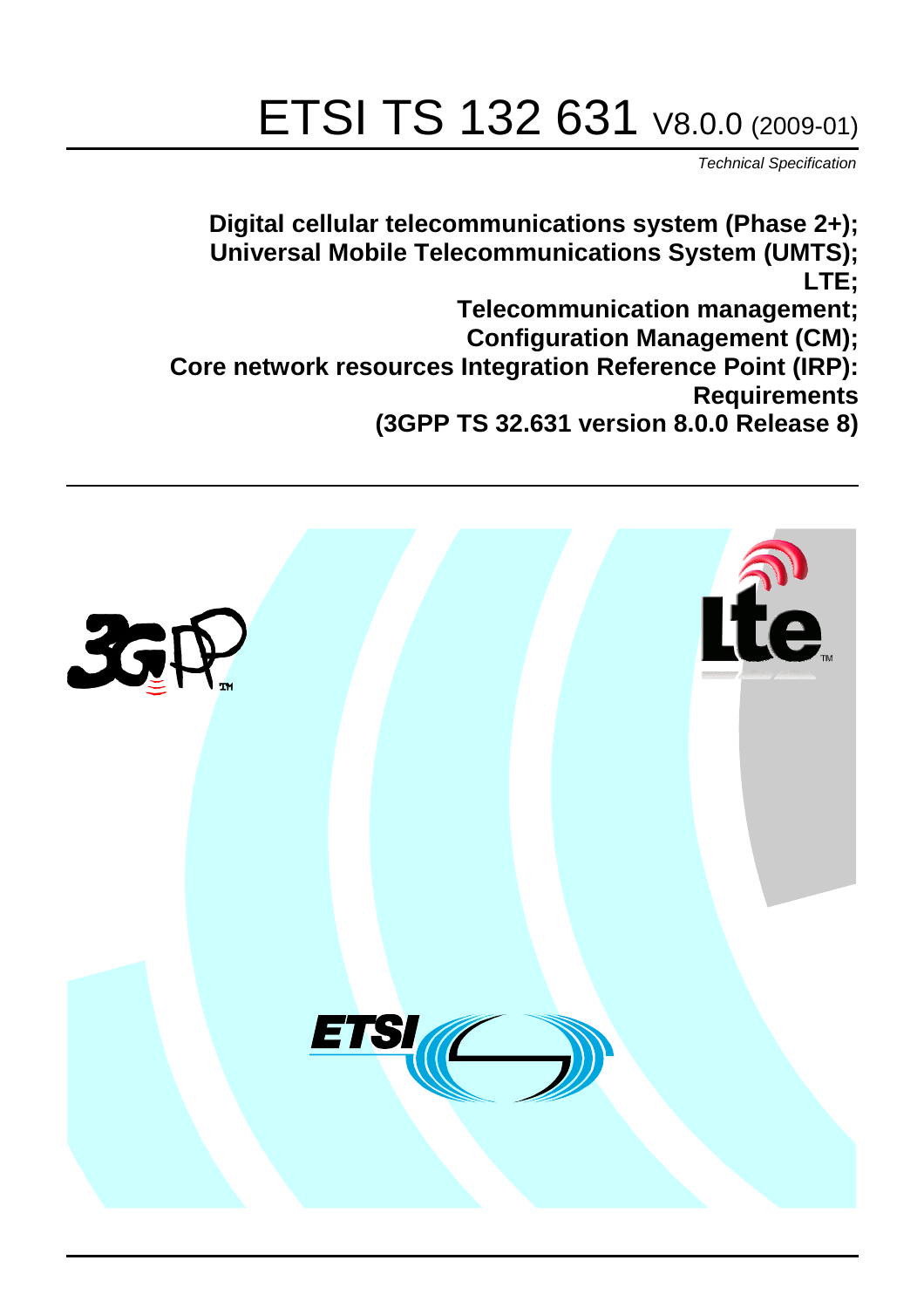# ETSI TS 132 631 V8.0.0 (2009-01)

*Technical Specification*

**Digital cellular telecommunications system (Phase 2+);**
**Universal Mobile Telecommunications System (UMTS);**
**LTE;**
**Telecommunication management;**
**Configuration Management (CM);**
**Core network resources Integration Reference Point (IRP): Requirements**
**(3GPP TS 32.631 version 8.0.0 Release 8)**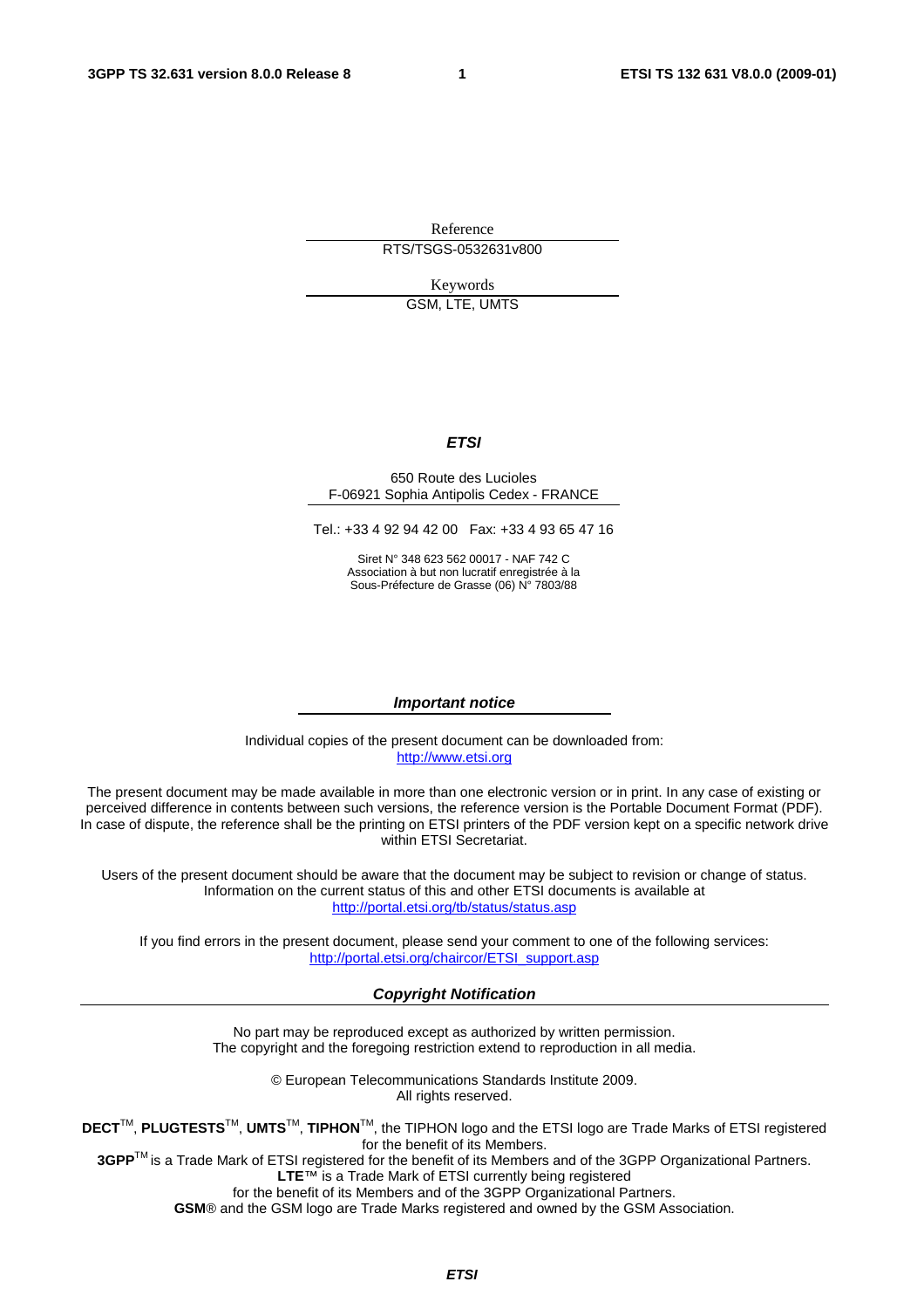Reference

RTS/TSGS-0532631v800

Keywords

GSM, LTE, UMTS

***ETSI***

650 Route des Lucioles
F-06921 Sophia Antipolis Cedex - FRANCE

Tel.: +33 4 92 94 42 00 Fax: +33 4 93 65 47 16

Siret N° 348 623 562 00017 - NAF 742 C
Association à but non lucratif enregistrée à la
Sous-Préfecture de Grasse (06) N° 7803/88

***Important notice***

Individual copies of the present document can be downloaded from:
http://www.etsi.org

The present document may be made available in more than one electronic version or in print. In any case of existing or perceived difference in contents between such versions, the reference version is the Portable Document Format (PDF). In case of dispute, the reference shall be the printing on ETSI printers of the PDF version kept on a specific network drive within ETSI Secretariat.

Users of the present document should be aware that the document may be subject to revision or change of status. Information on the current status of this and other ETSI documents is available at
http://portal.etsi.org/tb/status/status.asp

If you find errors in the present document, please send your comment to one of the following services:
http://portal.etsi.org/chaircor/ETSI_support.asp

***Copyright Notification***

No part may be reproduced except as authorized by written permission.
The copyright and the foregoing restriction extend to reproduction in all media.

© European Telecommunications Standards Institute 2009.
All rights reserved.

**DECT**TM, **PLUGTESTS**TM, **UMTS**TM, **TIPHON**TM, the TIPHON logo and the ETSI logo are Trade Marks of ETSI registered for the benefit of its Members.
**3GPP**TM is a Trade Mark of ETSI registered for the benefit of its Members and of the 3GPP Organizational Partners.
**LTE**™ is a Trade Mark of ETSI currently being registered
for the benefit of its Members and of the 3GPP Organizational Partners.
**GSM**® and the GSM logo are Trade Marks registered and owned by the GSM Association.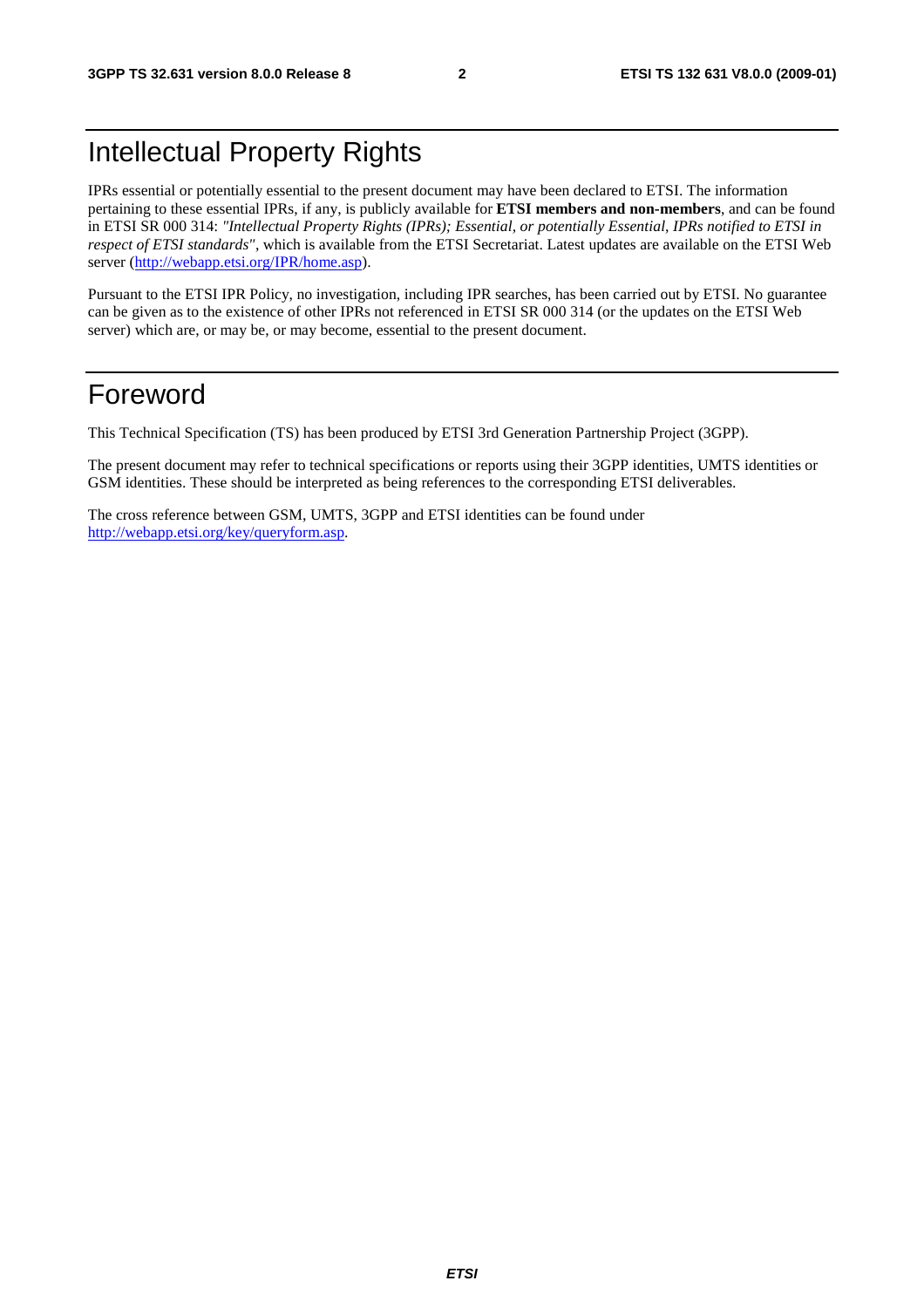# Intellectual Property Rights

IPRs essential or potentially essential to the present document may have been declared to ETSI. The information pertaining to these essential IPRs, if any, is publicly available for **ETSI members and non-members**, and can be found in ETSI SR 000 314: *"Intellectual Property Rights (IPRs); Essential, or potentially Essential, IPRs notified to ETSI in respect of ETSI standards"*, which is available from the ETSI Secretariat. Latest updates are available on the ETSI Web server (http://webapp.etsi.org/IPR/home.asp).

Pursuant to the ETSI IPR Policy, no investigation, including IPR searches, has been carried out by ETSI. No guarantee can be given as to the existence of other IPRs not referenced in ETSI SR 000 314 (or the updates on the ETSI Web server) which are, or may be, or may become, essential to the present document.

# Foreword

This Technical Specification (TS) has been produced by ETSI 3rd Generation Partnership Project (3GPP).

The present document may refer to technical specifications or reports using their 3GPP identities, UMTS identities or GSM identities. These should be interpreted as being references to the corresponding ETSI deliverables.

The cross reference between GSM, UMTS, 3GPP and ETSI identities can be found under http://webapp.etsi.org/key/queryform.asp.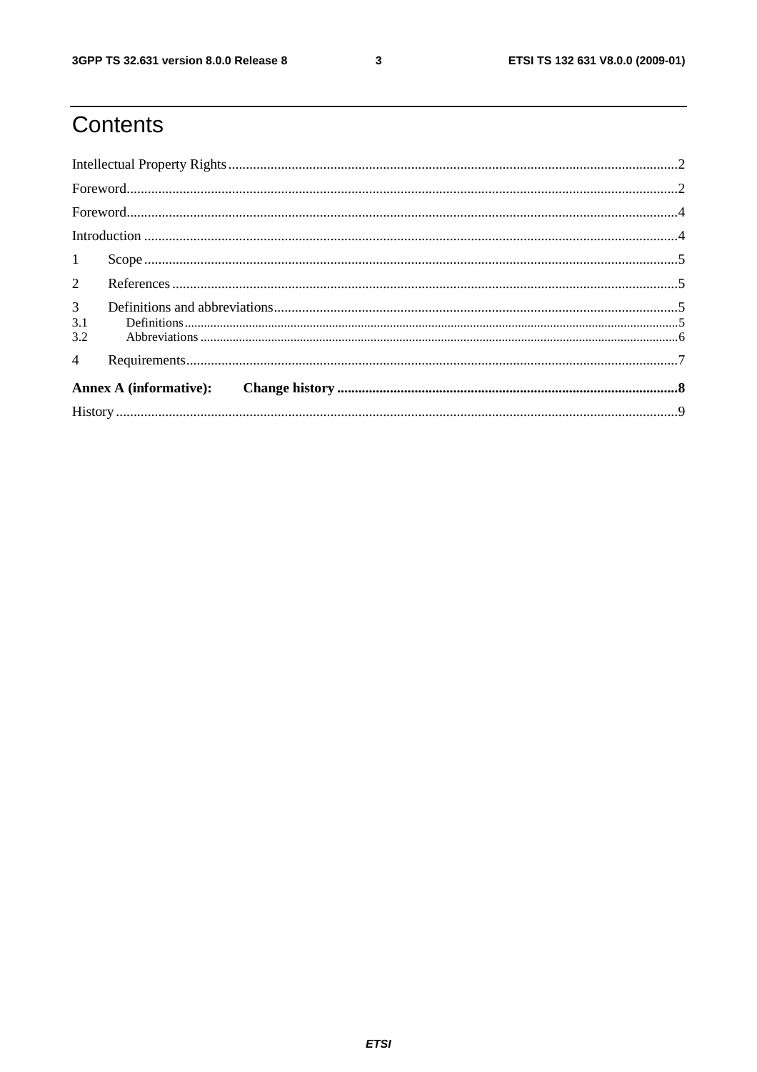# Contents

Intellectual Property Rights ........................................................................................................................2

Foreword.....................................................................................................................................................2

Foreword.....................................................................................................................................................4

Introduction ................................................................................................................................................4

1 Scope ......................................................................................................................................................5

2 References ..............................................................................................................................................5

3 Definitions and abbreviations..................................................................................................................5

3.1 Definitions ...........................................................................................................................................5

3.2 Abbreviations ......................................................................................................................................6

4 Requirements..........................................................................................................................................7

**Annex A (informative): Change history ...............................................................................................8**

History .........................................................................................................................................................9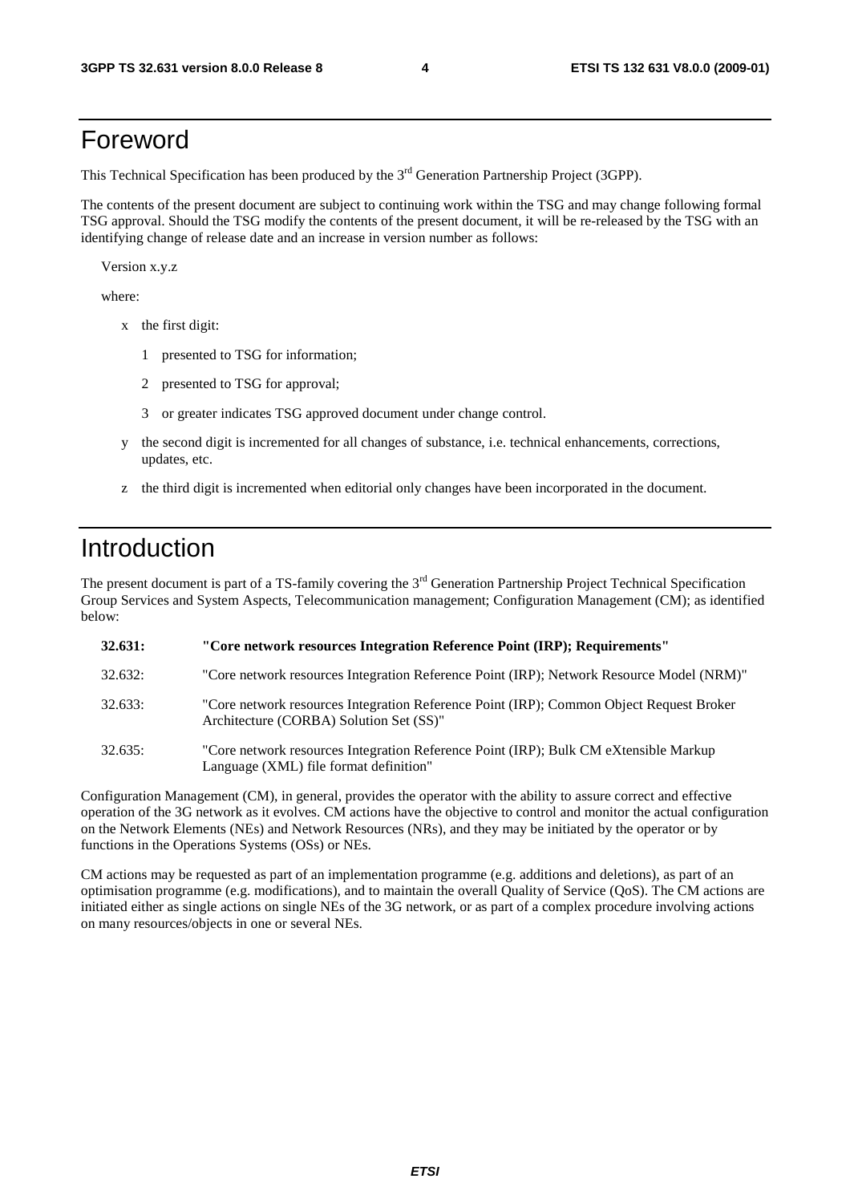# Foreword

This Technical Specification has been produced by the 3rd Generation Partnership Project (3GPP).

The contents of the present document are subject to continuing work within the TSG and may change following formal TSG approval. Should the TSG modify the contents of the present document, it will be re-released by the TSG with an identifying change of release date and an increase in version number as follows:

Version x.y.z

where:

- x the first digit:
  - 1 presented to TSG for information;
  - 2 presented to TSG for approval;
  - 3 or greater indicates TSG approved document under change control.
- y the second digit is incremented for all changes of substance, i.e. technical enhancements, corrections, updates, etc.
- z the third digit is incremented when editorial only changes have been incorporated in the document.

# Introduction

The present document is part of a TS-family covering the 3rd Generation Partnership Project Technical Specification Group Services and System Aspects, Telecommunication management; Configuration Management (CM); as identified below:

| | |
|---|---|
| **32.631:** | **"Core network resources Integration Reference Point (IRP); Requirements"** |
| 32.632: | "Core network resources Integration Reference Point (IRP); Network Resource Model (NRM)" |
| 32.633: | "Core network resources Integration Reference Point (IRP); Common Object Request Broker Architecture (CORBA) Solution Set (SS)" |
| 32.635: | "Core network resources Integration Reference Point (IRP); Bulk CM eXtensible Markup Language (XML) file format definition" |

Configuration Management (CM), in general, provides the operator with the ability to assure correct and effective operation of the 3G network as it evolves. CM actions have the objective to control and monitor the actual configuration on the Network Elements (NEs) and Network Resources (NRs), and they may be initiated by the operator or by functions in the Operations Systems (OSs) or NEs.

CM actions may be requested as part of an implementation programme (e.g. additions and deletions), as part of an optimisation programme (e.g. modifications), and to maintain the overall Quality of Service (QoS). The CM actions are initiated either as single actions on single NEs of the 3G network, or as part of a complex procedure involving actions on many resources/objects in one or several NEs.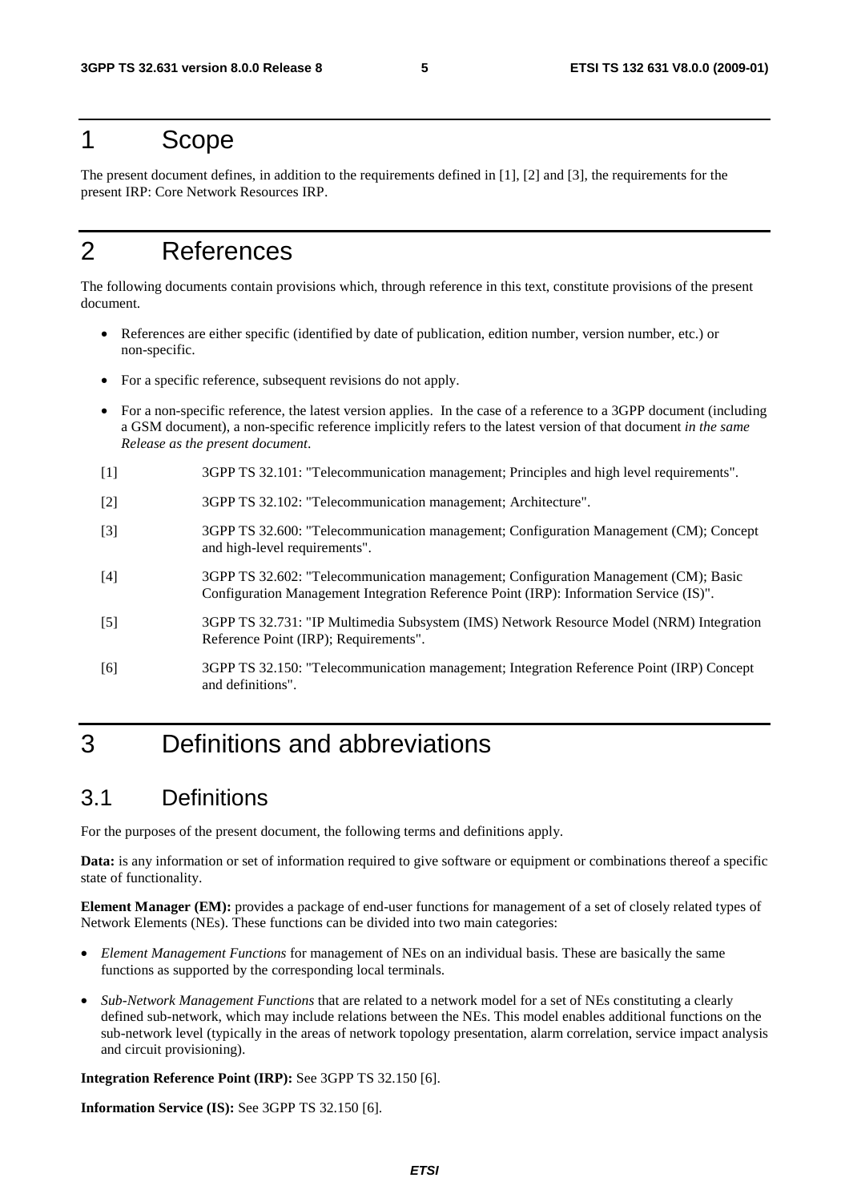# 1 Scope

The present document defines, in addition to the requirements defined in [1], [2] and [3], the requirements for the present IRP: Core Network Resources IRP.

# 2 References

The following documents contain provisions which, through reference in this text, constitute provisions of the present document.

- References are either specific (identified by date of publication, edition number, version number, etc.) or non-specific.
- For a specific reference, subsequent revisions do not apply.
- For a non-specific reference, the latest version applies. In the case of a reference to a 3GPP document (including a GSM document), a non-specific reference implicitly refers to the latest version of that document *in the same Release as the present document*.

[1] 3GPP TS 32.101: "Telecommunication management; Principles and high level requirements".

[2] 3GPP TS 32.102: "Telecommunication management; Architecture".

[3] 3GPP TS 32.600: "Telecommunication management; Configuration Management (CM); Concept and high-level requirements".

[4] 3GPP TS 32.602: "Telecommunication management; Configuration Management (CM); Basic Configuration Management Integration Reference Point (IRP): Information Service (IS)".

[5] 3GPP TS 32.731: "IP Multimedia Subsystem (IMS) Network Resource Model (NRM) Integration Reference Point (IRP); Requirements".

[6] 3GPP TS 32.150: "Telecommunication management; Integration Reference Point (IRP) Concept and definitions".

# 3 Definitions and abbreviations

## 3.1 Definitions

For the purposes of the present document, the following terms and definitions apply.

**Data:** is any information or set of information required to give software or equipment or combinations thereof a specific state of functionality.

**Element Manager (EM):** provides a package of end-user functions for management of a set of closely related types of Network Elements (NEs). These functions can be divided into two main categories:

- *Element Management Functions* for management of NEs on an individual basis. These are basically the same functions as supported by the corresponding local terminals.
- *Sub-Network Management Functions* that are related to a network model for a set of NEs constituting a clearly defined sub-network, which may include relations between the NEs. This model enables additional functions on the sub-network level (typically in the areas of network topology presentation, alarm correlation, service impact analysis and circuit provisioning).

**Integration Reference Point (IRP):** See 3GPP TS 32.150 [6].

**Information Service (IS):** See 3GPP TS 32.150 [6].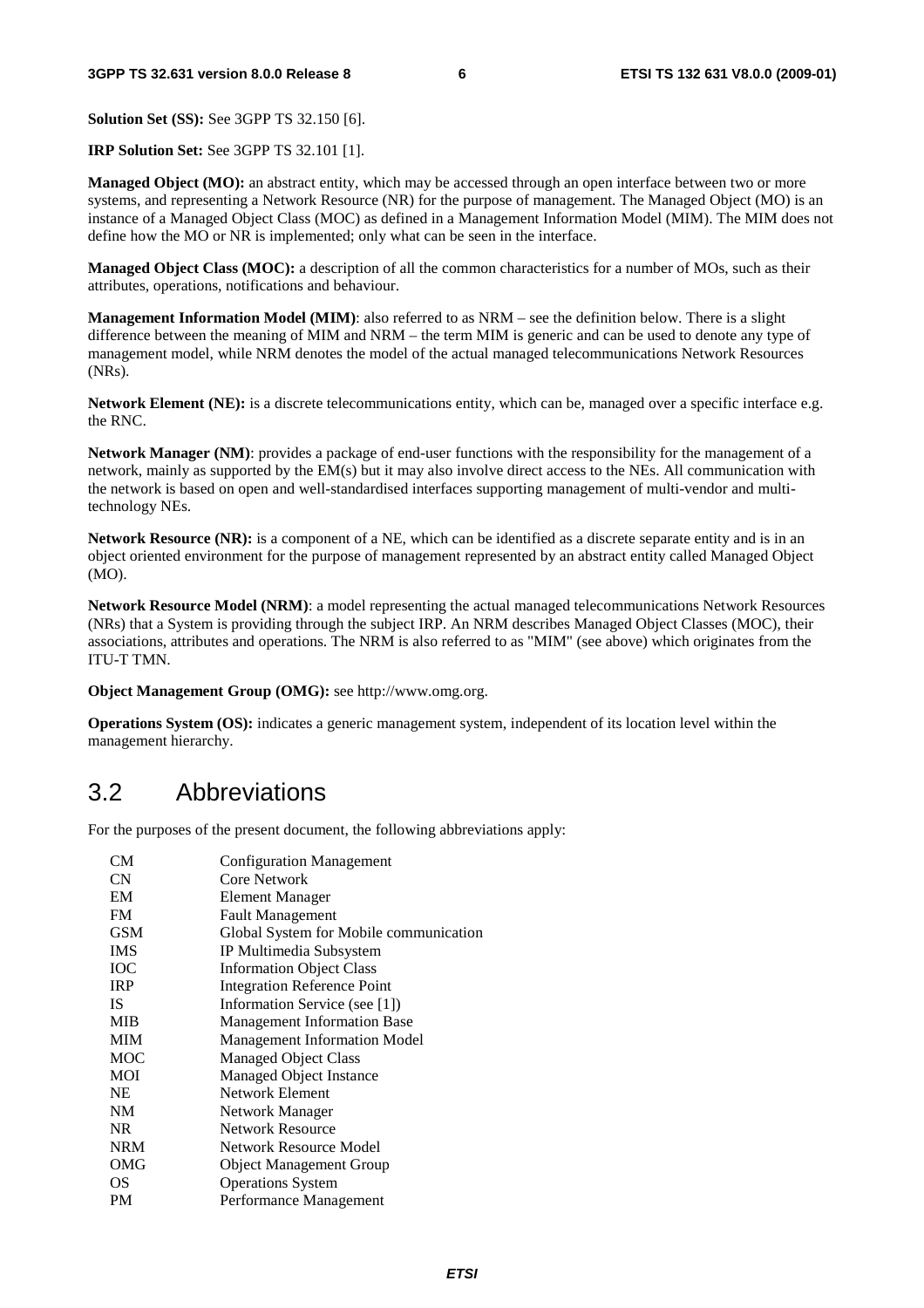**Solution Set (SS):** See 3GPP TS 32.150 [6].

**IRP Solution Set:** See 3GPP TS 32.101 [1].

**Managed Object (MO):** an abstract entity, which may be accessed through an open interface between two or more systems, and representing a Network Resource (NR) for the purpose of management. The Managed Object (MO) is an instance of a Managed Object Class (MOC) as defined in a Management Information Model (MIM). The MIM does not define how the MO or NR is implemented; only what can be seen in the interface.

**Managed Object Class (MOC):** a description of all the common characteristics for a number of MOs, such as their attributes, operations, notifications and behaviour.

**Management Information Model (MIM)**: also referred to as NRM – see the definition below. There is a slight difference between the meaning of MIM and NRM – the term MIM is generic and can be used to denote any type of management model, while NRM denotes the model of the actual managed telecommunications Network Resources (NRs).

**Network Element (NE):** is a discrete telecommunications entity, which can be, managed over a specific interface e.g. the RNC.

**Network Manager (NM)**: provides a package of end-user functions with the responsibility for the management of a network, mainly as supported by the EM(s) but it may also involve direct access to the NEs. All communication with the network is based on open and well-standardised interfaces supporting management of multi-vendor and multi-technology NEs.

**Network Resource (NR):** is a component of a NE, which can be identified as a discrete separate entity and is in an object oriented environment for the purpose of management represented by an abstract entity called Managed Object (MO).

**Network Resource Model (NRM)**: a model representing the actual managed telecommunications Network Resources (NRs) that a System is providing through the subject IRP. An NRM describes Managed Object Classes (MOC), their associations, attributes and operations. The NRM is also referred to as "MIM" (see above) which originates from the ITU-T TMN.

**Object Management Group (OMG):** see http://www.omg.org.

**Operations System (OS):** indicates a generic management system, independent of its location level within the management hierarchy.

## 3.2 Abbreviations

For the purposes of the present document, the following abbreviations apply:

| | |
|---|---|
| CM | Configuration Management |
| CN | Core Network |
| EM | Element Manager |
| FM | Fault Management |
| GSM | Global System for Mobile communication |
| IMS | IP Multimedia Subsystem |
| IOC | Information Object Class |
| IRP | Integration Reference Point |
| IS | Information Service (see [1]) |
| MIB | Management Information Base |
| MIM | Management Information Model |
| MOC | Managed Object Class |
| MOI | Managed Object Instance |
| NE | Network Element |
| NM | Network Manager |
| NR | Network Resource |
| NRM | Network Resource Model |
| OMG | Object Management Group |
| OS | Operations System |
| PM | Performance Management |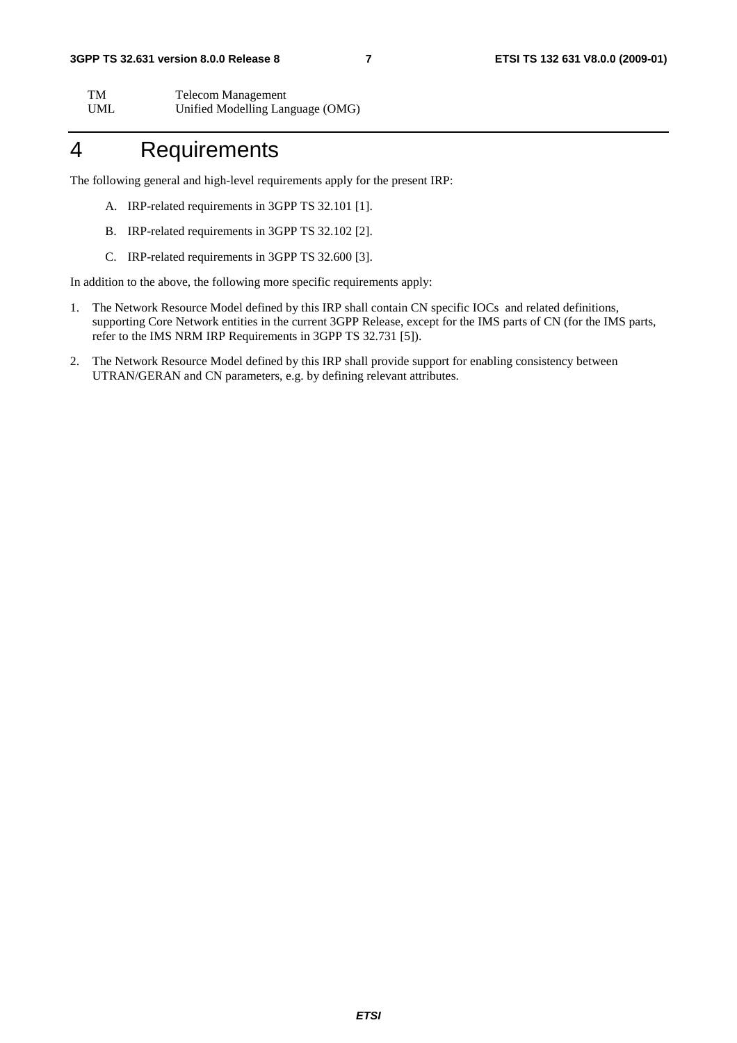| | |
|---|---|
| TM | Telecom Management |
| UML | Unified Modelling Language (OMG) |

# 4 Requirements

The following general and high-level requirements apply for the present IRP:

A. IRP-related requirements in 3GPP TS 32.101 [1].

B. IRP-related requirements in 3GPP TS 32.102 [2].

C. IRP-related requirements in 3GPP TS 32.600 [3].

In addition to the above, the following more specific requirements apply:

1. The Network Resource Model defined by this IRP shall contain CN specific IOCs and related definitions, supporting Core Network entities in the current 3GPP Release, except for the IMS parts of CN (for the IMS parts, refer to the IMS NRM IRP Requirements in 3GPP TS 32.731 [5]).

2. The Network Resource Model defined by this IRP shall provide support for enabling consistency between UTRAN/GERAN and CN parameters, e.g. by defining relevant attributes.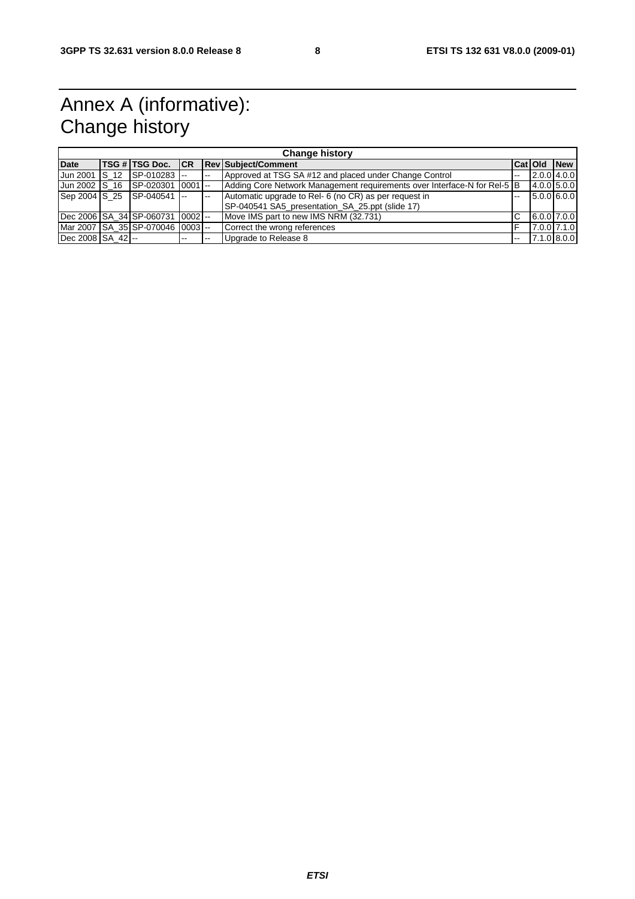# Annex A (informative): Change history

| Change history | | | | | | | | |
|---|---|---|---|---|---|---|---|---|
| **Date** | **TSG #** | **TSG Doc.** | **CR** | **Rev** | **Subject/Comment** | **Cat** | **Old** | **New** |
| Jun 2001 | S_12 | SP-010283 | -- | -- | Approved at TSG SA #12 and placed under Change Control | -- | 2.0.0 | 4.0.0 |
| Jun 2002 | S_16 | SP-020301 | 0001 | -- | Adding Core Network Management requirements over Interface-N for Rel-5 | B | 4.0.0 | 5.0.0 |
| Sep 2004 | S_25 | SP-040541 | -- | -- | Automatic upgrade to Rel- 6 (no CR) as per request in SP-040541 SA5_presentation_SA_25.ppt (slide 17) | -- | 5.0.0 | 6.0.0 |
| Dec 2006 | SA_34 | SP-060731 | 0002 | -- | Move IMS part to new IMS NRM (32.731) | C | 6.0.0 | 7.0.0 |
| Mar 2007 | SA_35 | SP-070046 | 0003 | -- | Correct the wrong references | F | 7.0.0 | 7.1.0 |
| Dec 2008 | SA_42 | -- | -- | -- | Upgrade to Release 8 | -- | 7.1.0 | 8.0.0 |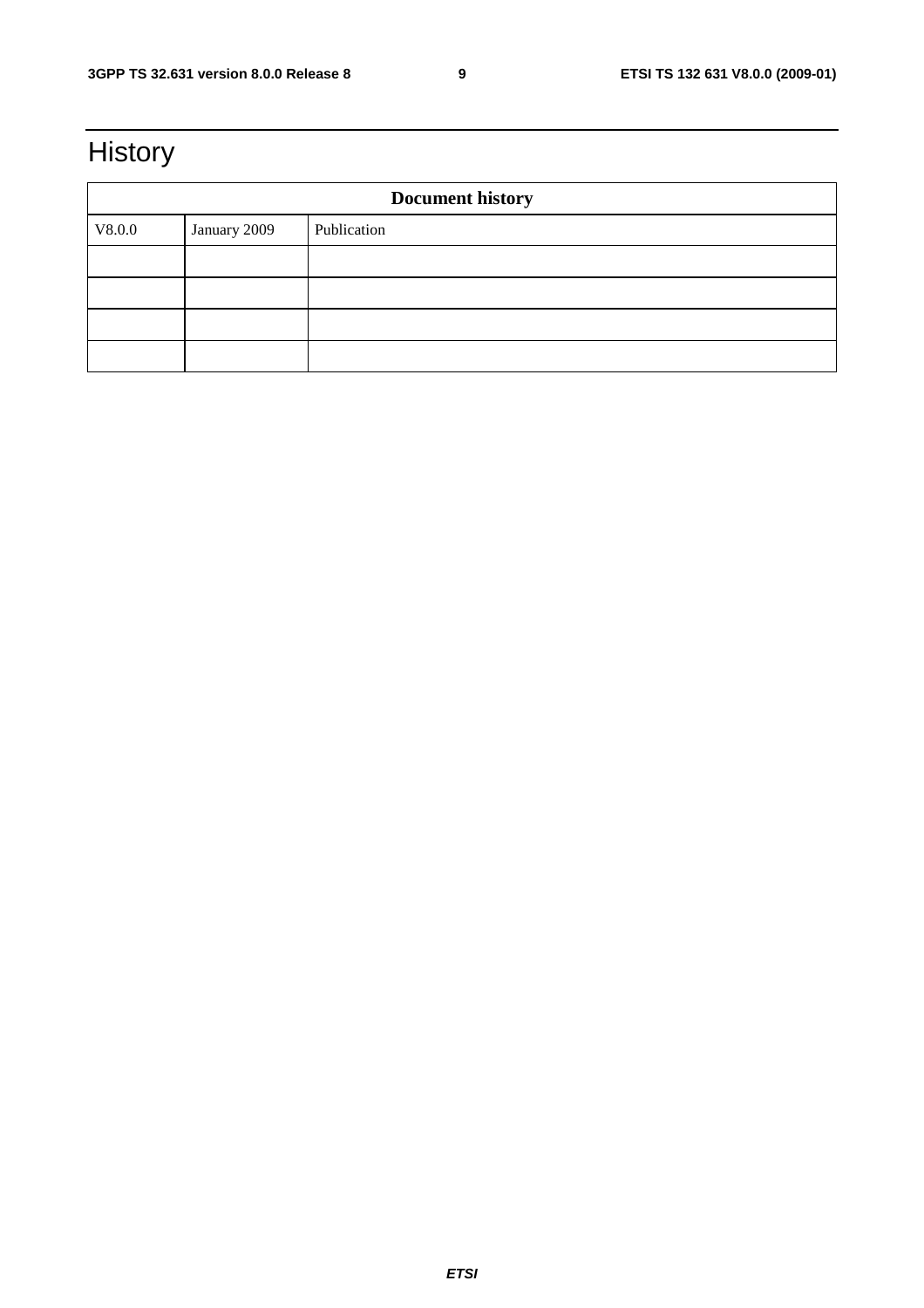# History

| Document history | | |
|---|---|---|
| V8.0.0 | January 2009 | Publication |
| | | |
| | | |
| | | |
| | | |